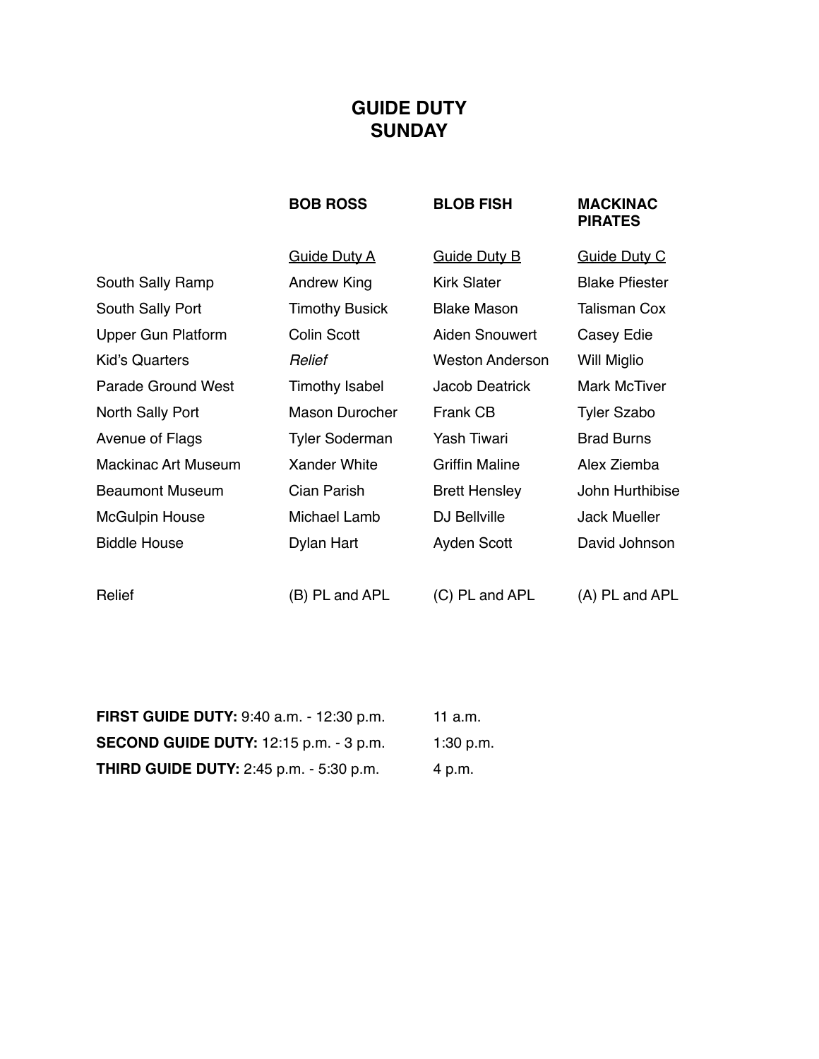# GUIDE DUTY
# SUNDAY

| | **BOB ROSS** | **BLOB FISH** | **MACKINAC PIRATES** |
|---|---|---|---|
| | Guide Duty A | Guide Duty B | Guide Duty C |
| South Sally Ramp | Andrew King | Kirk Slater | Blake Pfiester |
| South Sally Port | Timothy Busick | Blake Mason | Talisman Cox |
| Upper Gun Platform | Colin Scott | Aiden Snouwert | Casey Edie |
| Kid's Quarters | *Relief* | Weston Anderson | Will Miglio |
| Parade Ground West | Timothy Isabel | Jacob Deatrick | Mark McTiver |
| North Sally Port | Mason Durocher | Frank CB | Tyler Szabo |
| Avenue of Flags | Tyler Soderman | Yash Tiwari | Brad Burns |
| Mackinac Art Museum | Xander White | Griffin Maline | Alex Ziemba |
| Beaumont Museum | Cian Parish | Brett Hensley | John Hurthibise |
| McGulpin House | Michael Lamb | DJ Bellville | Jack Mueller |
| Biddle House | Dylan Hart | Ayden Scott | David Johnson |
| Relief | (B) PL and APL | (C) PL and APL | (A) PL and APL |

| | |
|---|---|
| **FIRST GUIDE DUTY:** 9:40 a.m. - 12:30 p.m. | 11 a.m. |
| **SECOND GUIDE DUTY:** 12:15 p.m. - 3 p.m. | 1:30 p.m. |
| **THIRD GUIDE DUTY:** 2:45 p.m. - 5:30 p.m. | 4 p.m. |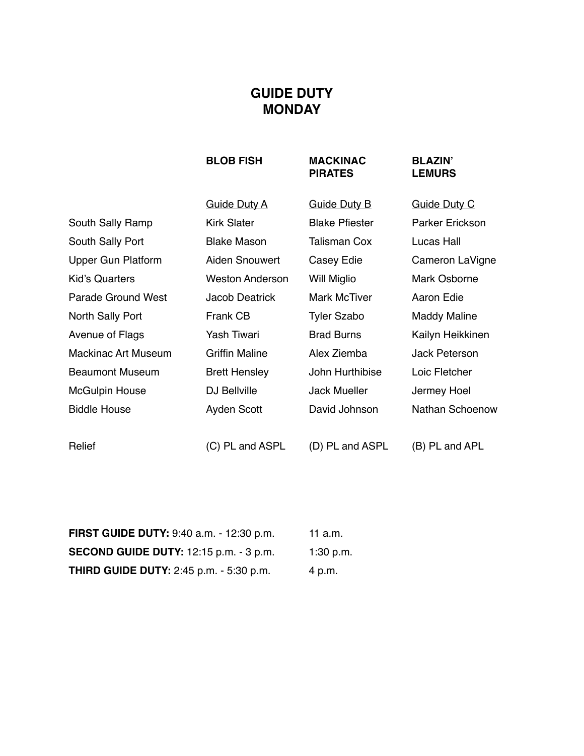# GUIDE DUTY
# MONDAY

| | **BLOB FISH** | **MACKINAC PIRATES** | **BLAZIN' LEMURS** |
|---|---|---|---|
| | Guide Duty A | Guide Duty B | Guide Duty C |
| South Sally Ramp | Kirk Slater | Blake Pfiester | Parker Erickson |
| South Sally Port | Blake Mason | Talisman Cox | Lucas Hall |
| Upper Gun Platform | Aiden Snouwert | Casey Edie | Cameron LaVigne |
| Kid's Quarters | Weston Anderson | Will Miglio | Mark Osborne |
| Parade Ground West | Jacob Deatrick | Mark McTiver | Aaron Edie |
| North Sally Port | Frank CB | Tyler Szabo | Maddy Maline |
| Avenue of Flags | Yash Tiwari | Brad Burns | Kailyn Heikkinen |
| Mackinac Art Museum | Griffin Maline | Alex Ziemba | Jack Peterson |
| Beaumont Museum | Brett Hensley | John Hurthibise | Loic Fletcher |
| McGulpin House | DJ Bellville | Jack Mueller | Jermey Hoel |
| Biddle House | Ayden Scott | David Johnson | Nathan Schoenow |
| | | | |
| Relief | (C) PL and ASPL | (D) PL and ASPL | (B) PL and APL |

**FIRST GUIDE DUTY:** 9:40 a.m. - 12:30 p.m. 11 a.m.

**SECOND GUIDE DUTY:** 12:15 p.m. - 3 p.m. 1:30 p.m.

**THIRD GUIDE DUTY:** 2:45 p.m. - 5:30 p.m. 4 p.m.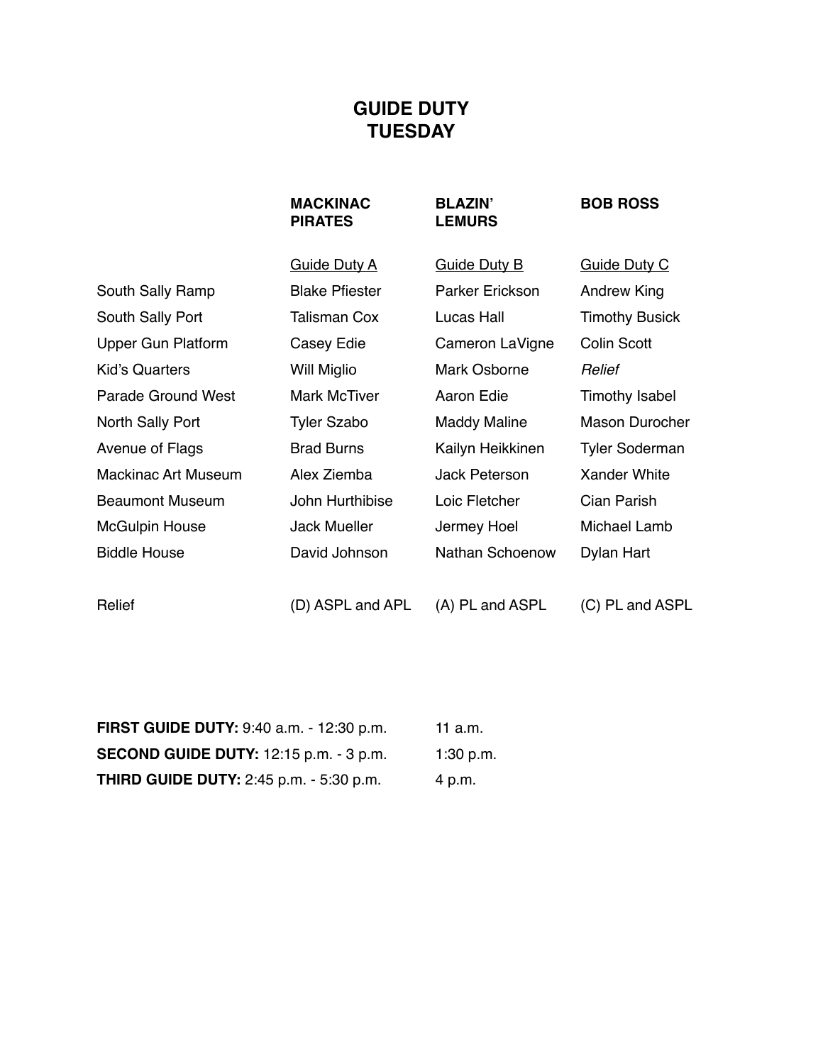# GUIDE DUTY
# TUESDAY

| | **MACKINAC PIRATES** | **BLAZIN' LEMURS** | **BOB ROSS** |
|---|---|---|---|
| | Guide Duty A | Guide Duty B | Guide Duty C |
| South Sally Ramp | Blake Pfiester | Parker Erickson | Andrew King |
| South Sally Port | Talisman Cox | Lucas Hall | Timothy Busick |
| Upper Gun Platform | Casey Edie | Cameron LaVigne | Colin Scott |
| Kid's Quarters | Will Miglio | Mark Osborne | *Relief* |
| Parade Ground West | Mark McTiver | Aaron Edie | Timothy Isabel |
| North Sally Port | Tyler Szabo | Maddy Maline | Mason Durocher |
| Avenue of Flags | Brad Burns | Kailyn Heikkinen | Tyler Soderman |
| Mackinac Art Museum | Alex Ziemba | Jack Peterson | Xander White |
| Beaumont Museum | John Hurthibise | Loic Fletcher | Cian Parish |
| McGulpin House | Jack Mueller | Jermey Hoel | Michael Lamb |
| Biddle House | David Johnson | Nathan Schoenow | Dylan Hart |
| | | | |
| Relief | (D) ASPL and APL | (A) PL and ASPL | (C) PL and ASPL |

| | |
|---|---|
| **FIRST GUIDE DUTY:** 9:40 a.m. - 12:30 p.m. | 11 a.m. |
| **SECOND GUIDE DUTY:** 12:15 p.m. - 3 p.m. | 1:30 p.m. |
| **THIRD GUIDE DUTY:** 2:45 p.m. - 5:30 p.m. | 4 p.m. |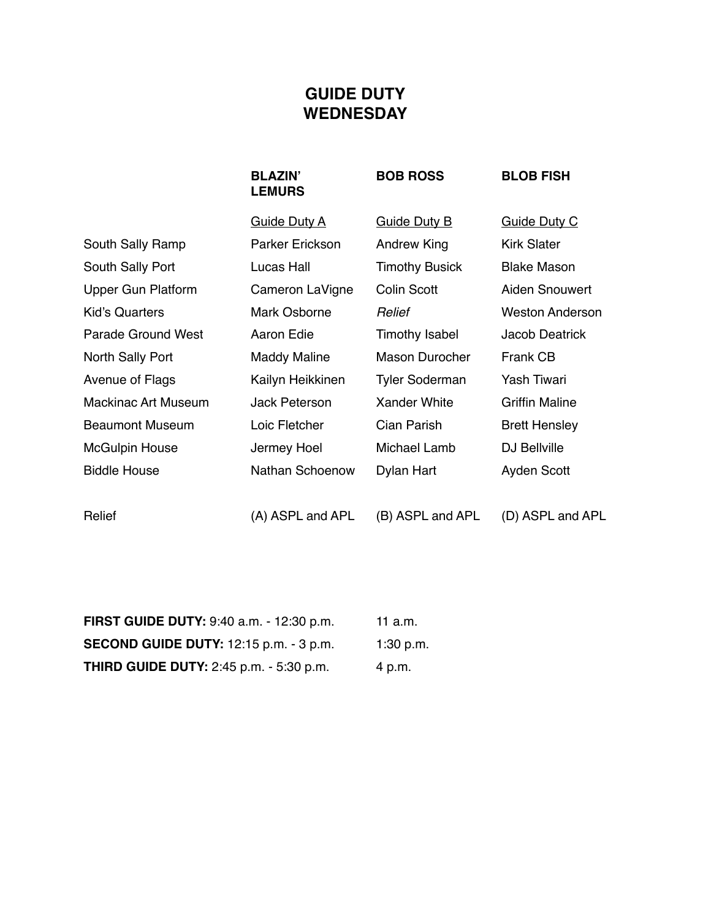# GUIDE DUTY
# WEDNESDAY

| | **BLAZIN' LEMURS** | **BOB ROSS** | **BLOB FISH** |
|---|---|---|---|
| | Guide Duty A | Guide Duty B | Guide Duty C |
| South Sally Ramp | Parker Erickson | Andrew King | Kirk Slater |
| South Sally Port | Lucas Hall | Timothy Busick | Blake Mason |
| Upper Gun Platform | Cameron LaVigne | Colin Scott | Aiden Snouwert |
| Kid's Quarters | Mark Osborne | *Relief* | Weston Anderson |
| Parade Ground West | Aaron Edie | Timothy Isabel | Jacob Deatrick |
| North Sally Port | Maddy Maline | Mason Durocher | Frank CB |
| Avenue of Flags | Kailyn Heikkinen | Tyler Soderman | Yash Tiwari |
| Mackinac Art Museum | Jack Peterson | Xander White | Griffin Maline |
| Beaumont Museum | Loic Fletcher | Cian Parish | Brett Hensley |
| McGulpin House | Jermey Hoel | Michael Lamb | DJ Bellville |
| Biddle House | Nathan Schoenow | Dylan Hart | Ayden Scott |
| Relief | (A) ASPL and APL | (B) ASPL and APL | (D) ASPL and APL |

| | |
|---|---|
| **FIRST GUIDE DUTY:** 9:40 a.m. - 12:30 p.m. | 11 a.m. |
| **SECOND GUIDE DUTY:** 12:15 p.m. - 3 p.m. | 1:30 p.m. |
| **THIRD GUIDE DUTY:** 2:45 p.m. - 5:30 p.m. | 4 p.m. |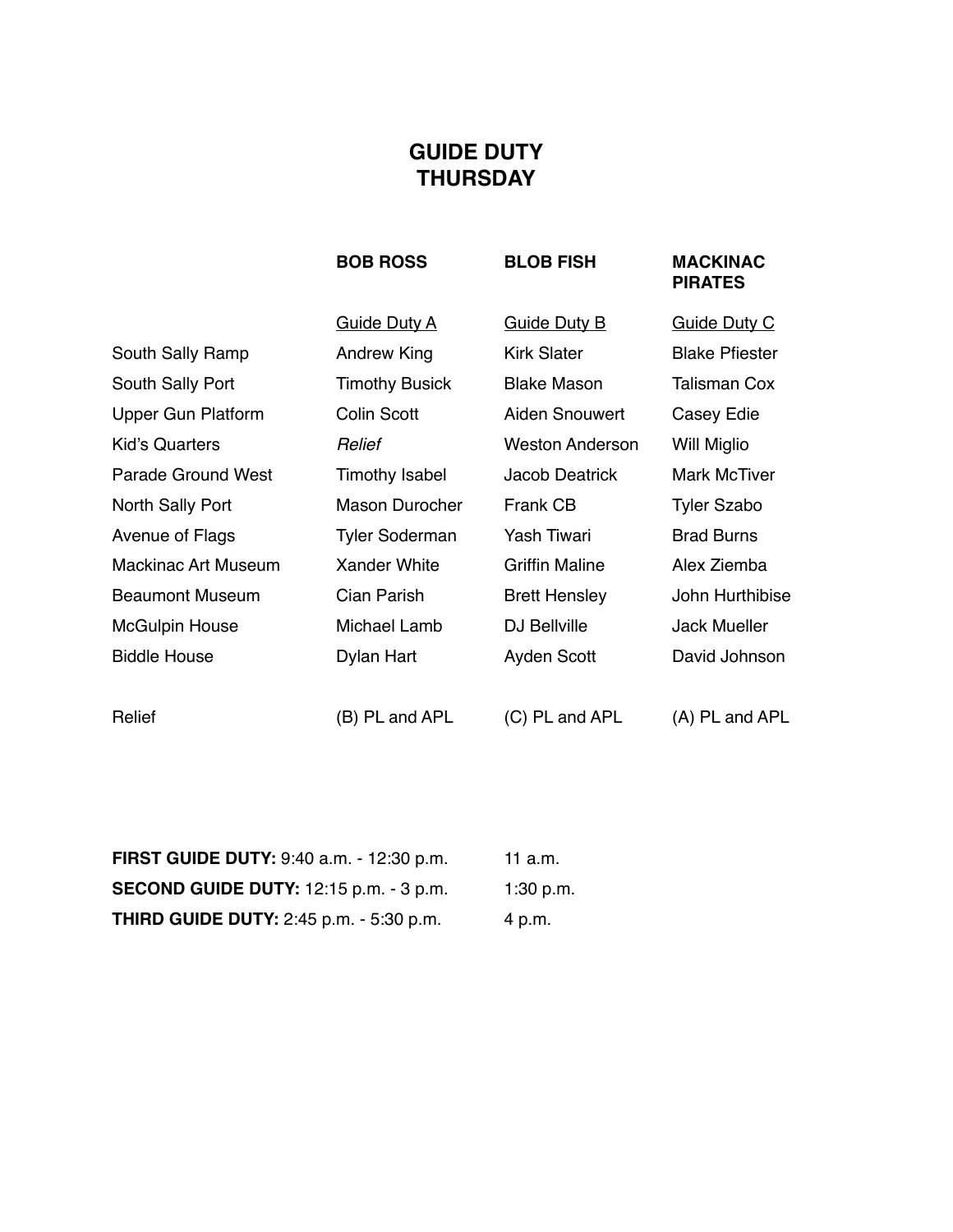# GUIDE DUTY
# THURSDAY

| | **BOB ROSS** | **BLOB FISH** | **MACKINAC PIRATES** |
|---|---|---|---|
| | Guide Duty A | Guide Duty B | Guide Duty C |
| South Sally Ramp | Andrew King | Kirk Slater | Blake Pfiester |
| South Sally Port | Timothy Busick | Blake Mason | Talisman Cox |
| Upper Gun Platform | Colin Scott | Aiden Snouwert | Casey Edie |
| Kid's Quarters | *Relief* | Weston Anderson | Will Miglio |
| Parade Ground West | Timothy Isabel | Jacob Deatrick | Mark McTiver |
| North Sally Port | Mason Durocher | Frank CB | Tyler Szabo |
| Avenue of Flags | Tyler Soderman | Yash Tiwari | Brad Burns |
| Mackinac Art Museum | Xander White | Griffin Maline | Alex Ziemba |
| Beaumont Museum | Cian Parish | Brett Hensley | John Hurthibise |
| McGulpin House | Michael Lamb | DJ Bellville | Jack Mueller |
| Biddle House | Dylan Hart | Ayden Scott | David Johnson |
| | | | |
| Relief | (B) PL and APL | (C) PL and APL | (A) PL and APL |

| | |
|---|---|
| **FIRST GUIDE DUTY:** 9:40 a.m. - 12:30 p.m. | 11 a.m. |
| **SECOND GUIDE DUTY:** 12:15 p.m. - 3 p.m. | 1:30 p.m. |
| **THIRD GUIDE DUTY:** 2:45 p.m. - 5:30 p.m. | 4 p.m. |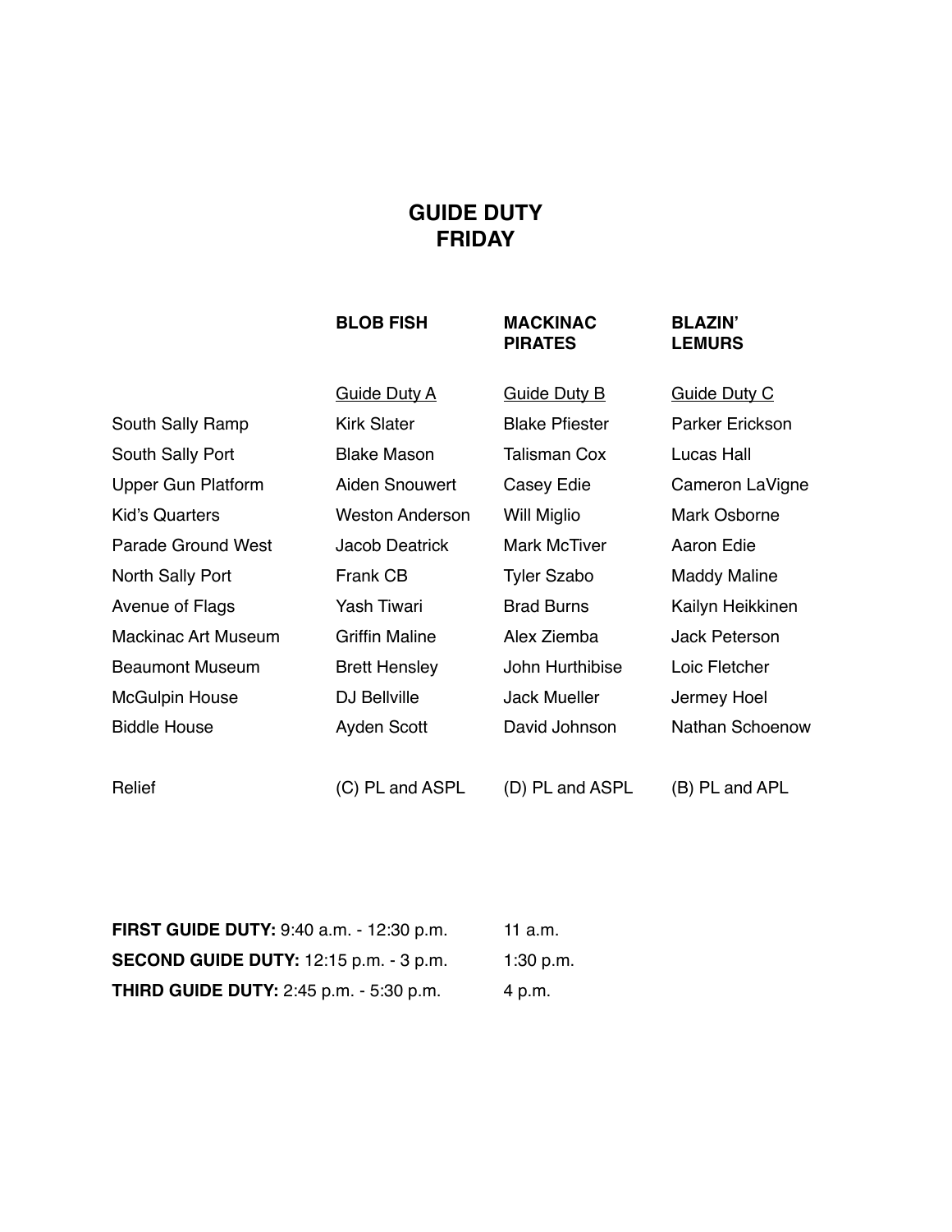# GUIDE DUTY
# FRIDAY

| | **BLOB FISH** | **MACKINAC PIRATES** | **BLAZIN' LEMURS** |
|---|---|---|---|
| | Guide Duty A | Guide Duty B | Guide Duty C |
| South Sally Ramp | Kirk Slater | Blake Pfiester | Parker Erickson |
| South Sally Port | Blake Mason | Talisman Cox | Lucas Hall |
| Upper Gun Platform | Aiden Snouwert | Casey Edie | Cameron LaVigne |
| Kid's Quarters | Weston Anderson | Will Miglio | Mark Osborne |
| Parade Ground West | Jacob Deatrick | Mark McTiver | Aaron Edie |
| North Sally Port | Frank CB | Tyler Szabo | Maddy Maline |
| Avenue of Flags | Yash Tiwari | Brad Burns | Kailyn Heikkinen |
| Mackinac Art Museum | Griffin Maline | Alex Ziemba | Jack Peterson |
| Beaumont Museum | Brett Hensley | John Hurthibise | Loic Fletcher |
| McGulpin House | DJ Bellville | Jack Mueller | Jermey Hoel |
| Biddle House | Ayden Scott | David Johnson | Nathan Schoenow |
| Relief | (C) PL and ASPL | (D) PL and ASPL | (B) PL and APL |

| | |
|---|---|
| **FIRST GUIDE DUTY:** 9:40 a.m. - 12:30 p.m. | 11 a.m. |
| **SECOND GUIDE DUTY:** 12:15 p.m. - 3 p.m. | 1:30 p.m. |
| **THIRD GUIDE DUTY:** 2:45 p.m. - 5:30 p.m. | 4 p.m. |